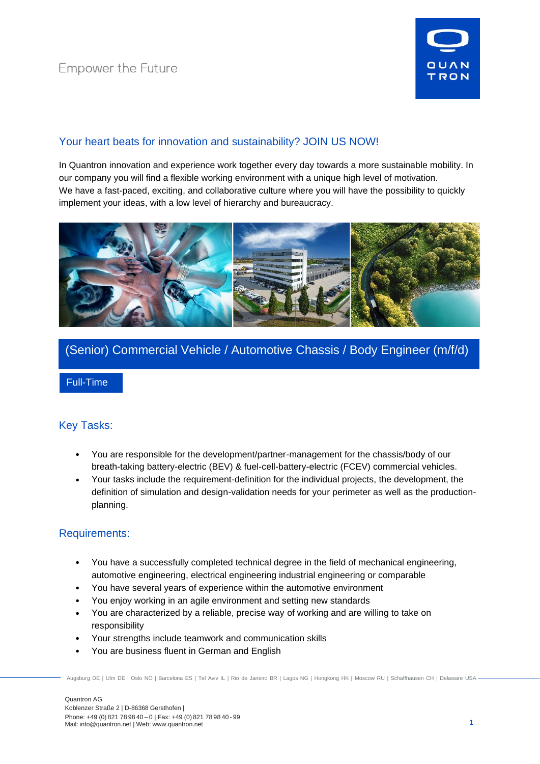Empower the Future

## Your heart beats for innovation and sustainability? JOIN US NOW!

In Quantron innovation and experience work together every day towards a more sustainable mobility. In our company you will find a flexible working environment with a unique high level of motivation. We have a fast-paced, exciting, and collaborative culture where you will have the possibility to quickly implement your ideas, with a low level of hierarchy and bureaucracy.

# (Senior) Commercial Vehicle / Automotive Chassis / Body Engineer (m/f/d)

Full-Time

## Key Tasks:

- You are responsible for the development/partner-management for the chassis/body of our breath-taking battery-electric (BEV) & fuel-cell-battery-electric (FCEV) commercial vehicles.
- Your tasks include the requirement-definition for the individual projects, the development, the definition of simulation and design-validation needs for your perimeter as well as the production-planning.

## Requirements:

- You have a successfully completed technical degree in the field of mechanical engineering, automotive engineering, electrical engineering industrial engineering or comparable
- You have several years of experience within the automotive environment
- You enjoy working in an agile environment and setting new standards
- You are characterized by a reliable, precise way of working and are willing to take on responsibility
- Your strengths include teamwork and communication skills
- You are business fluent in German and English

Augsburg DE | Ulm DE | Oslo NO | Barcelona ES | Tel Aviv IL | Rio de Janeiro BR | Lagos NG | Hongkong HK | Moscow RU | Schaffhausen CH | Delaware USA

Quantron AG
Koblenzer Straße 2 | D-86368 Gersthofen |
Phone: +49 (0) 821 78 98 40 – 0 | Fax: +49 (0) 821 78 98 40 - 99
Mail: info@quantron.net | Web: www.quantron.net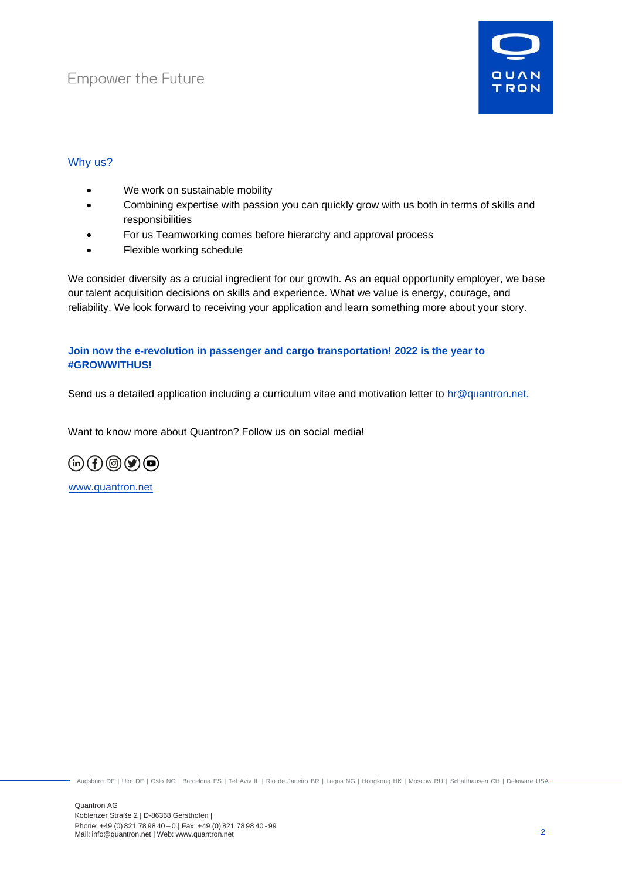## Why us?

- We work on sustainable mobility
- Combining expertise with passion you can quickly grow with us both in terms of skills and responsibilities
- For us Teamworking comes before hierarchy and approval process
- Flexible working schedule

We consider diversity as a crucial ingredient for our growth. As an equal opportunity employer, we base our talent acquisition decisions on skills and experience. What we value is energy, courage, and reliability. We look forward to receiving your application and learn something more about your story.

**Join now the e-revolution in passenger and cargo transportation! 2022 is the year to #GROWWITHUS!**

Send us a detailed application including a curriculum vitae and motivation letter to hr@quantron.net.

Want to know more about Quantron? Follow us on social media!

www.quantron.net

Augsburg DE | Ulm DE | Oslo NO | Barcelona ES | Tel Aviv IL | Rio de Janeiro BR | Lagos NG | Hongkong HK | Moscow RU | Schaffhausen CH | Delaware USA

Quantron AG
Koblenzer Straße 2 | D-86368 Gersthofen |
Phone: +49 (0) 821 78 98 40 – 0 | Fax: +49 (0) 821 78 98 40 - 99
Mail: info@quantron.net | Web: www.quantron.net